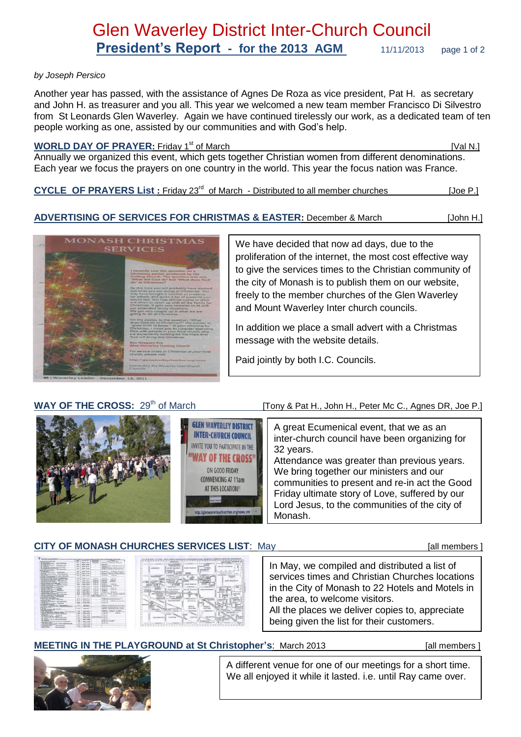# Glen Waverley District Inter-Church Council

## President's Report - for the 2013 AGM

11/11/2013

*by Joseph Persico*

Another year has passed, with the assistance of Agnes De Roza as vice president, Pat H. as secretary and John H. as treasurer and you all. This year we welcomed a new team member Francisco Di Silvestro from St Leonards Glen Waverley. Again we have continued tirelessly our work, as a dedicated team of ten people working as one, assisted by our communities and with God's help.

### WORLD DAY OF PRAYER: Friday 1st of March [Val N.]

Annually we organized this event, which gets together Christian women from different denominations. Each year we focus the prayers on one country in the world. This year the focus nation was France.

### CYCLE OF PRAYERS List : Friday 23rd of March - Distributed to all member churches [Joe P.]

### ADVERTISING OF SERVICES FOR CHRISTMAS & EASTER: December & March [John H.]

We have decided that now ad days, due to the proliferation of the internet, the most cost effective way to give the services times to the Christian community of the city of Monash is to publish them on our website, freely to the member churches of the Glen Waverley and Mount Waverley Inter church councils.

In addition we place a small advert with a Christmas message with the website details.

Paid jointly by both I.C. Councils.

### WAY OF THE CROSS: 29th of March [Tony & Pat H., John H., Peter Mc C., Agnes DR, Joe P.]

A great Ecumenical event, that we as an inter-church council have been organizing for 32 years.
Attendance was greater than previous years. We bring together our ministers and our communities to present and re-in act the Good Friday ultimate story of Love, suffered by our Lord Jesus, to the communities of the city of Monash.

### CITY OF MONASH CHURCHES SERVICES LIST: May [all members ]

In May, we compiled and distributed a list of services times and Christian Churches locations in the City of Monash to 22 Hotels and Motels in the area, to welcome visitors.
All the places we deliver copies to, appreciate being given the list for their customers.

### MEETING IN THE PLAYGROUND at St Christopher's: March 2013 [all members ]

A different venue for one of our meetings for a short time. We all enjoyed it while it lasted. i.e. until Ray came over.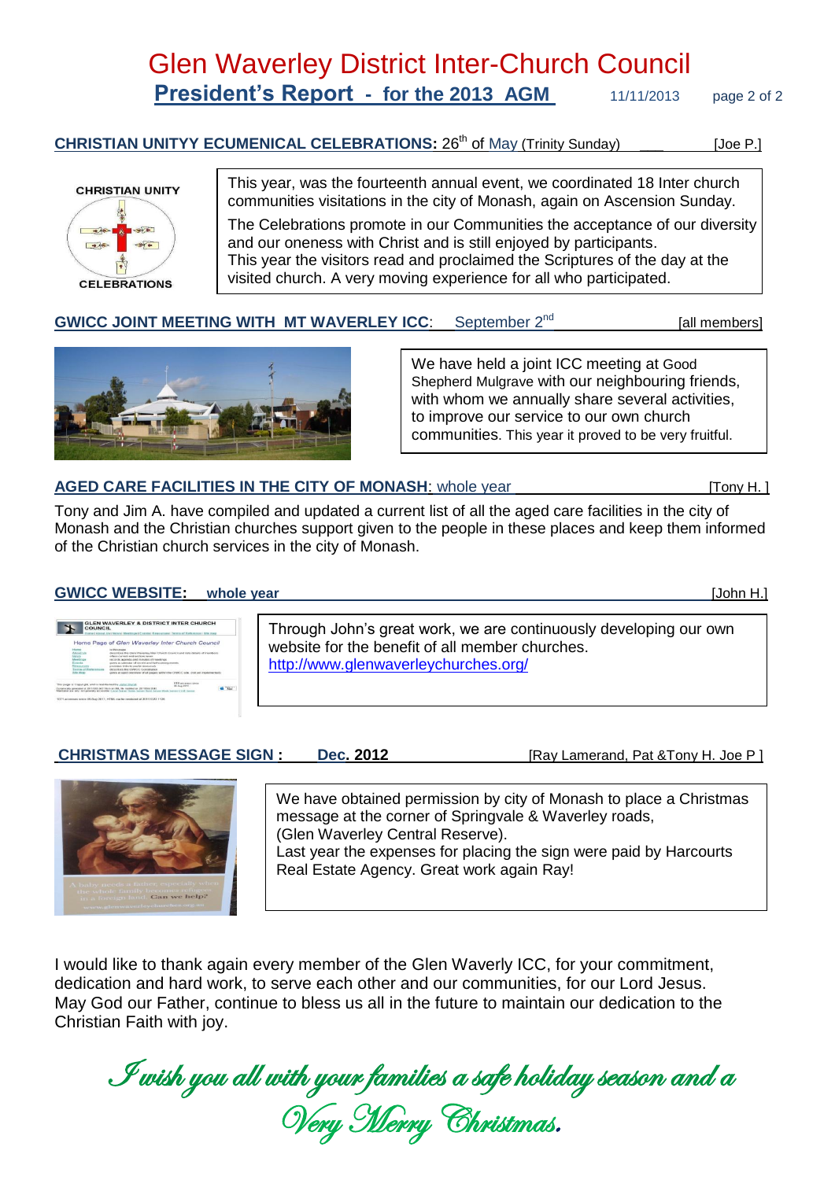# Glen Waverley District Inter-Church Council

## President's Report - for the 2013 AGM

11/11/2013

### CHRISTIAN UNITYY ECUMENICAL CELEBRATIONS: 26th of May (Trinity Sunday) [Joe P.]

CHRISTIAN UNITY CELEBRATIONS

This year, was the fourteenth annual event, we coordinated 18 Inter church communities visitations in the city of Monash, again on Ascension Sunday.

The Celebrations promote in our Communities the acceptance of our diversity and our oneness with Christ and is still enjoyed by participants.
This year the visitors read and proclaimed the Scriptures of the day at the visited church. A very moving experience for all who participated.

### GWICC JOINT MEETING WITH MT WAVERLEY ICC: September 2nd [all members]

We have held a joint ICC meeting at Good Shepherd Mulgrave with our neighbouring friends, with whom we annually share several activities, to improve our service to our own church communities. This year it proved to be very fruitful.

### AGED CARE FACILITIES IN THE CITY OF MONASH: whole year [Tony H. ]

Tony and Jim A. have compiled and updated a current list of all the aged care facilities in the city of Monash and the Christian churches support given to the people in these places and keep them informed of the Christian church services in the city of Monash.

### GWICC WEBSITE: whole year [John H.]

Through John's great work, we are continuously developing our own website for the benefit of all member churches.
http://www.glenwaverleychurches.org/

### CHRISTMAS MESSAGE SIGN : Dec. 2012 [Ray Lamerand, Pat &Tony H. Joe P ]

We have obtained permission by city of Monash to place a Christmas message at the corner of Springvale & Waverley roads, (Glen Waverley Central Reserve).
Last year the expenses for placing the sign were paid by Harcourts Real Estate Agency. Great work again Ray!

I would like to thank again every member of the Glen Waverly ICC, for your commitment, dedication and hard work, to serve each other and our communities, for our Lord Jesus. May God our Father, continue to bless us all in the future to maintain our dedication to the Christian Faith with joy.

*I wish you all with your families a safe holiday season and a Very Merry Christmas.*